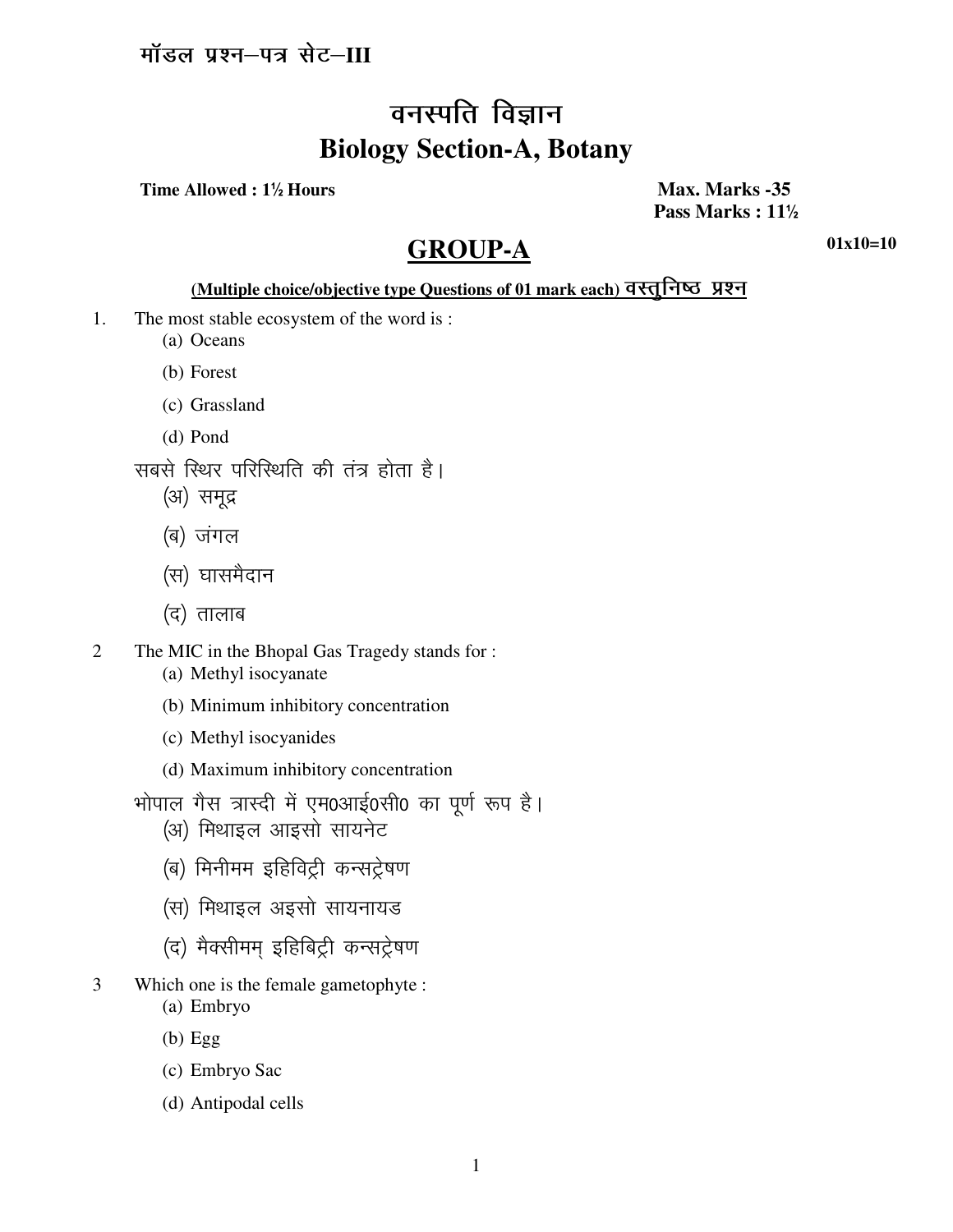मॉडल प्रश्न–पत्र सेट–III

# वनस्पति विज्ञान
# Biology Section-A, Botany

**Time Allowed : 1½ Hours** **Max. Marks -35**
**Pass Marks : 11½**

## GROUP-A

**01x10=10**

**(Multiple choice/objective type Questions of 01 mark each) वस्तुनिष्ठ प्रश्न**

1. The most stable ecosystem of the word is :
   (a) Oceans
   (b) Forest
   (c) Grassland
   (d) Pond

   सबसे स्थिर परिस्थिति की तंत्र होता है।
   (अ) समूद्र
   (ब) जंगल
   (स) घासमैदान
   (द) तालाब

2. The MIC in the Bhopal Gas Tragedy stands for :
   (a) Methyl isocyanate
   (b) Minimum inhibitory concentration
   (c) Methyl isocyanides
   (d) Maximum inhibitory concentration

   भोपाल गैस त्रास्दी में एम0आई0सी0 का पूर्ण रूप है।
   (अ) मिथाइल आइसो सायनेट
   (ब) मिनीमम इहिविट्री कन्सट्रेषण
   (स) मिथाइल अइसो सायनायड
   (द) मैक्सीमम् इहिबिट्री कन्सट्रेषण

3. Which one is the female gametophyte :
   (a) Embryo
   (b) Egg
   (c) Embryo Sac
   (d) Antipodal cells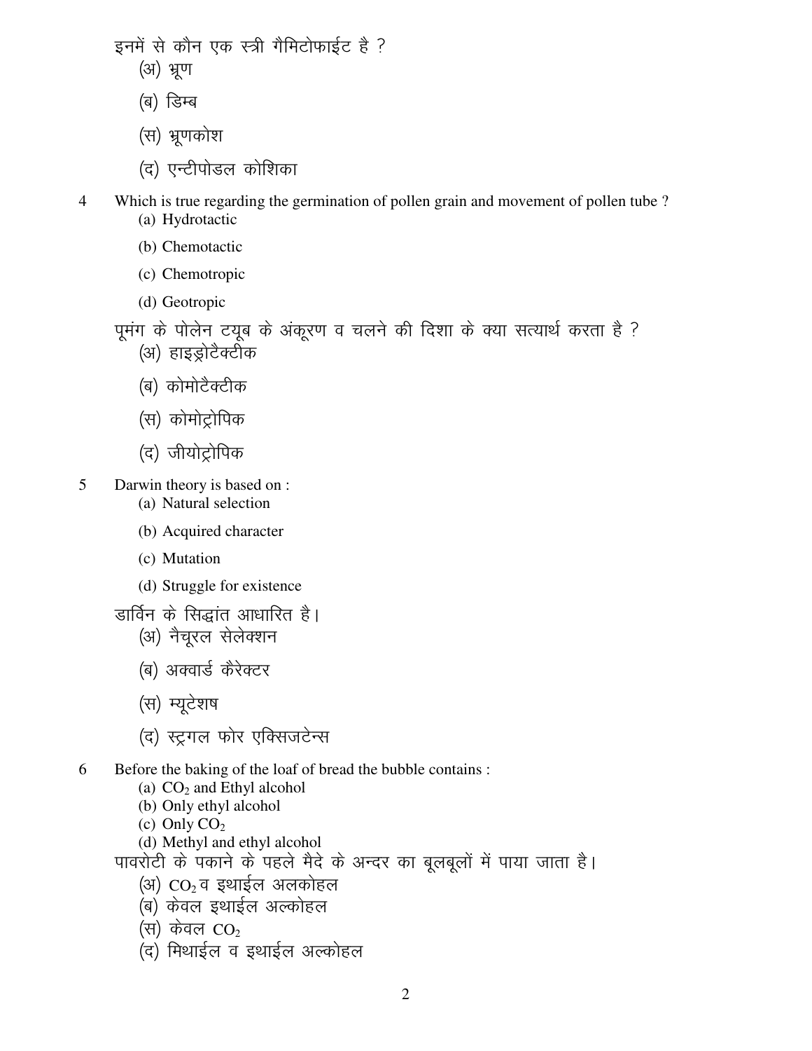इनमें से कौन एक स्त्री गैमिटोफाईट है ?

(अ) भ्रूण

(ब) डिम्ब

(स) भ्रूणकोश

(द) एन्टीपोडल कोशिका

4 Which is true regarding the germination of pollen grain and movement of pollen tube ?

(a) Hydrotactic

(b) Chemotactic

(c) Chemotropic

(d) Geotropic

पूमंग के पोलेन टयूब के अंकूरण व चलने की दिशा के क्या सत्यार्थ करता है ?

(अ) हाइड्रोटैक्टीक

(ब) कोमोटैक्टीक

(स) कोमोट्रोपिक

(द) जीयोट्रोपिक

5 Darwin theory is based on :

(a) Natural selection

(b) Acquired character

(c) Mutation

(d) Struggle for existence

डार्विन के सिद्धांत आधारित है।

(अ) नैचूरल सेलेक्शन

(ब) अक्वार्ड कैरेक्टर

(स) म्यूटेशष

(द) स्ट्रगल फोर एक्सिजटेन्स

6 Before the baking of the loaf of bread the bubble contains :

(a) $CO_2$ and Ethyl alcohol

(b) Only ethyl alcohol

(c) Only $CO_2$

(d) Methyl and ethyl alcohol

पावरोटी के पकाने के पहले मैदे के अन्दर का बूलबूलों में पाया जाता है।

(अ) $CO_2$ व इथाईल अलकोहल

(ब) केवल इथाईल अल्कोहल

(स) केवल $CO_2$

(द) मिथाईल व इथाईल अल्कोहल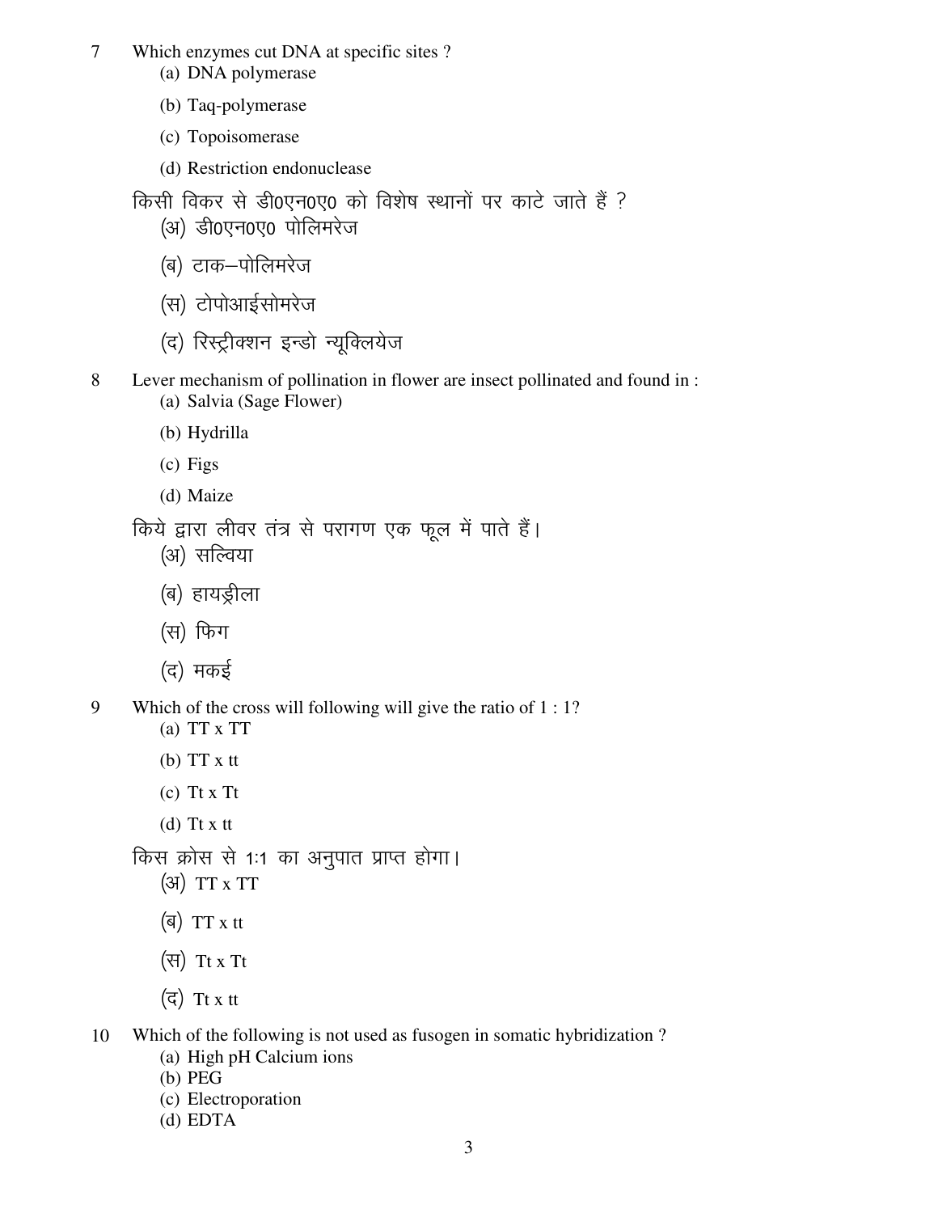7 Which enzymes cut DNA at specific sites ?

(a) DNA polymerase

(b) Taq-polymerase

(c) Topoisomerase

(d) Restriction endonuclease

किसी विकर से डी0एन0ए0 को विशेष स्थानों पर काटे जाते हैं ?

(अ) डी0एन0ए0 पोलिमरेज

(ब) टाक–पोलिमरेज

(स) टोपोआईसोमरेज

(द) रिस्ट्रीक्शन इन्डो न्यूक्लियेज

8 Lever mechanism of pollination in flower are insect pollinated and found in :

(a) Salvia (Sage Flower)

(b) Hydrilla

(c) Figs

(d) Maize

किये द्वारा लीवर तंत्र से परागण एक फूल में पाते हैं।

(अ) सल्विया

(ब) हायड्रीला

(स) फिग

(द) मकई

9 Which of the cross will following will give the ratio of 1 : 1?

(a) TT x TT

(b) TT x tt

(c) Tt x Tt

(d) Tt x tt

किस क्रोस से 1:1 का अनुपात प्राप्त होगा।

(अ) TT x TT

(ब) TT x tt

(स) Tt x Tt

(द) Tt x tt

10 Which of the following is not used as fusogen in somatic hybridization ?

(a) High pH Calcium ions

(b) PEG

(c) Electroporation

(d) EDTA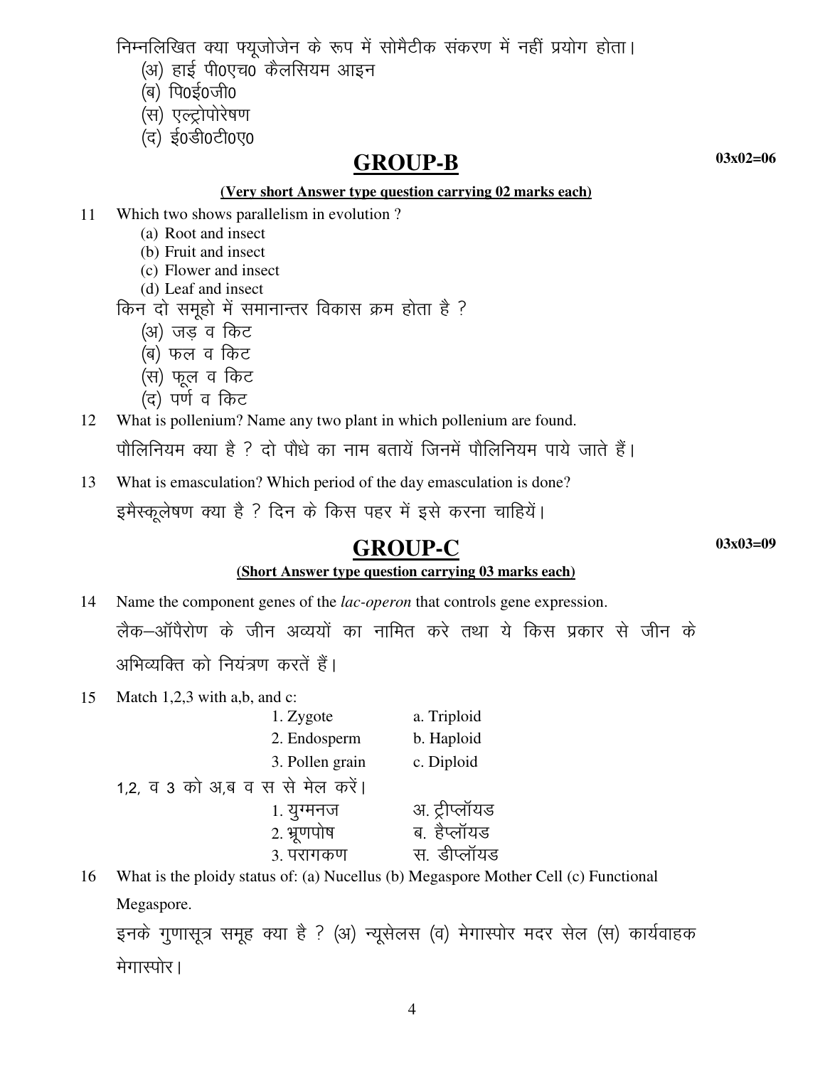निम्नलिखित क्या फ्यूजोजेन के रूप में सोमैटीक संकरण में नहीं प्रयोग होता।

(अ) हाई पी0एच0 कैलसियम आइन

(ब) पि0ई0जी0

(स) एल्ट्रोपोरेषण

(द) ई0डी0टी0ए0

## GROUP-B

**03x02=06**

**(Very short Answer type question carrying 02 marks each)**

11 Which two shows parallelism in evolution ?

(a) Root and insect

(b) Fruit and insect

(c) Flower and insect

(d) Leaf and insect

किन दो समूहो में समानान्तर विकास क्रम होता है ?

(अ) जड़ व किट

(ब) फल व किट

(स) फूल व किट

(द) पर्ण व किट

12 What is pollenium? Name any two plant in which pollenium are found.

पौलिनियम क्या है ? दो पौधे का नाम बतायें जिनमें पौलिनियम पाये जाते हैं।

13 What is emasculation? Which period of the day emasculation is done?

इमैस्कूलेषण क्या है ? दिन के किस पहर में इसे करना चाहियें।

## GROUP-C

**03x03=09**

**(Short Answer type question carrying 03 marks each)**

14 Name the component genes of the *lac-operon* that controls gene expression.

लैक–ऑपैरोण के जीन अव्ययों का नामित करे तथा ये किस प्रकार से जीन के अभिव्यक्ति को नियंत्रण करतें हैं।

15 Match 1,2,3 with a,b, and c:

| | |
|---|---|
| 1. Zygote | a. Triploid |
| 2. Endosperm | b. Haploid |
| 3. Pollen grain | c. Diploid |

1,2, व 3 को अ,ब व स से मेल करें।

| | |
|---|---|
| 1. युग्मनज | अ. ट्रीप्लॉयड |
| 2. भ्रूणपोष | ब. हैप्लॉयड |
| 3. परागकण | स. डीप्लॉयड |

16 What is the ploidy status of: (a) Nucellus (b) Megaspore Mother Cell (c) Functional Megaspore.

इनके गुणासूत्र समूह क्या है ? (अ) न्यूसेलस (व) मेगास्पोर मदर सेल (स) कार्यवाहक मेगास्पोर।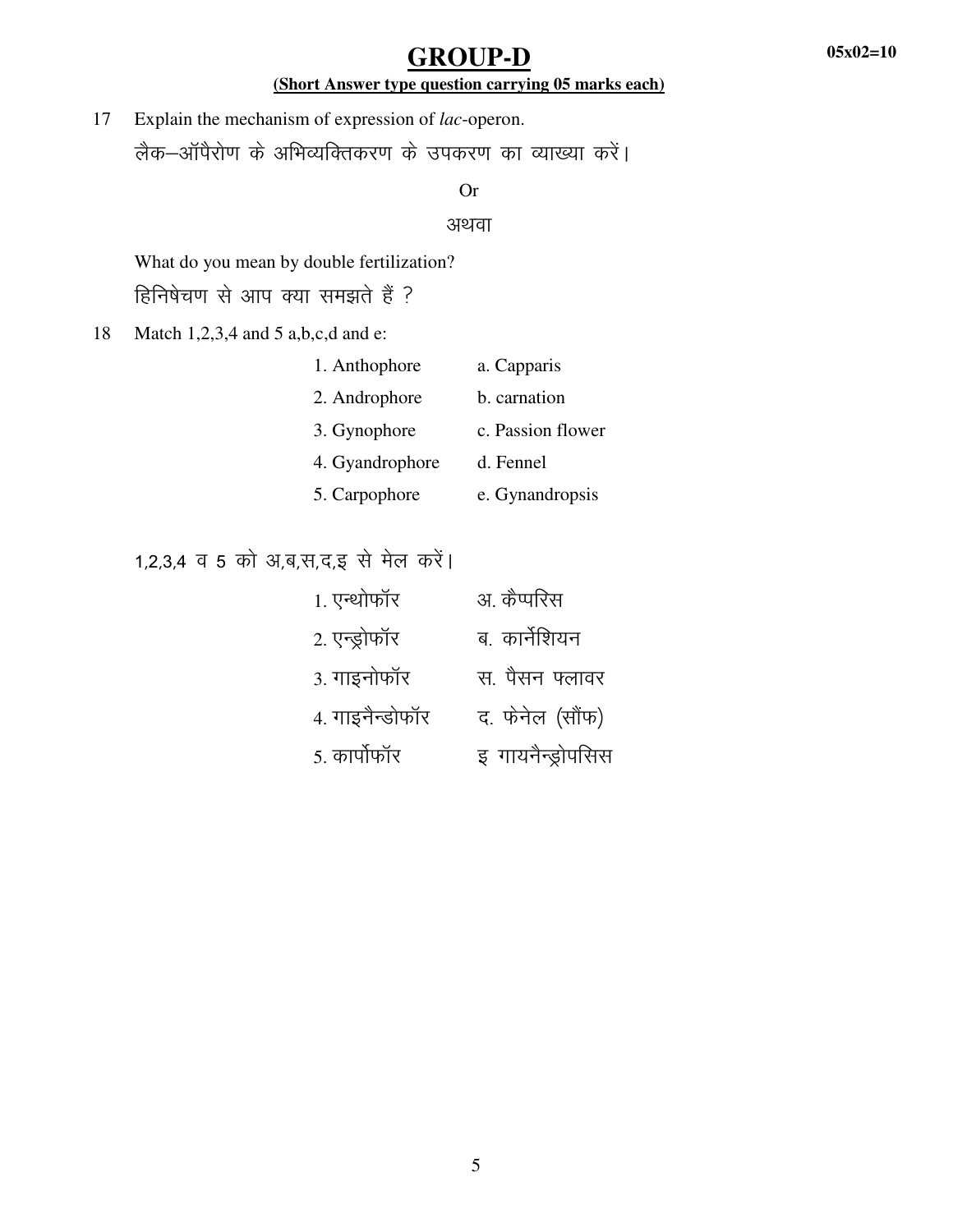## GROUP-D

**05x02=10**

**(Short Answer type question carrying 05 marks each)**

17 Explain the mechanism of expression of *lac*-operon.

लैक–ऑपैरोण के अभिव्यक्तिकरण के उपकरण का व्याख्या करें।

Or

अथवा

What do you mean by double fertilization?

हिनिषेचण से आप क्या समझते हैं ?

18 Match 1,2,3,4 and 5 a,b,c,d and e:

| | |
|---|---|
| 1. Anthophore | a. Capparis |
| 2. Androphore | b. carnation |
| 3. Gynophore | c. Passion flower |
| 4. Gyandrophore | d. Fennel |
| 5. Carpophore | e. Gynandropsis |

1,2,3,4 व 5 को अ,ब,स,द,इ से मेल करें।

| | |
|---|---|
| 1. एन्थोफॉर | अ. कैप्परिस |
| 2. एन्ड्रोफॉर | ब. कार्नेशियन |
| 3. गाइनोफॉर | स. पैसन फ्लावर |
| 4. गाइनैन्डोफॉर | द. फेनेल (सौंफ) |
| 5. कार्पोफॉर | इ गायनैन्ड्रोपसिस |